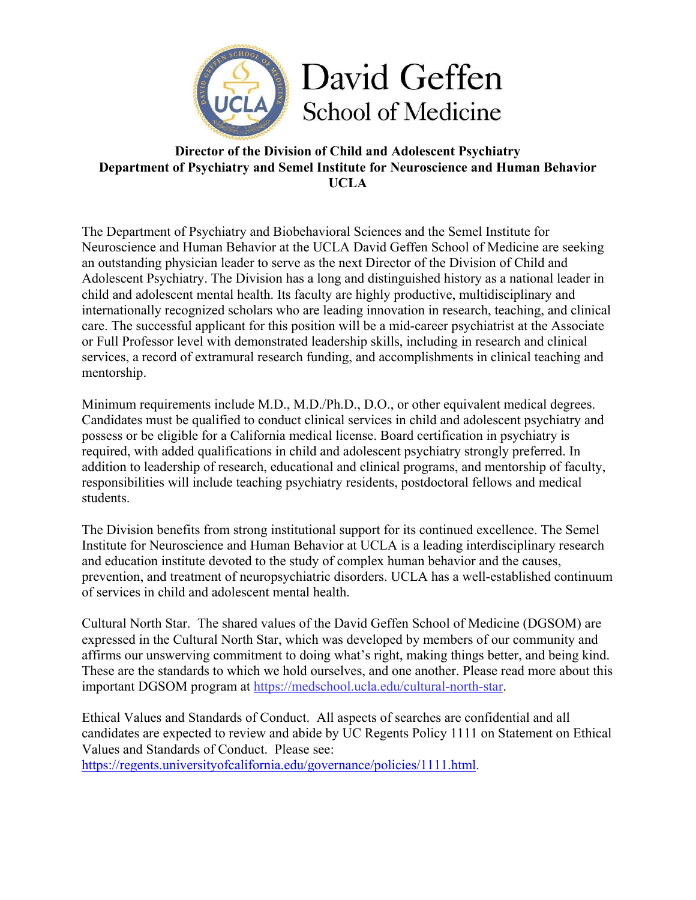David Geffen School of Medicine

**Director of the Division of Child and Adolescent Psychiatry**
**Department of Psychiatry and Semel Institute for Neuroscience and Human Behavior**
**UCLA**

The Department of Psychiatry and Biobehavioral Sciences and the Semel Institute for Neuroscience and Human Behavior at the UCLA David Geffen School of Medicine are seeking an outstanding physician leader to serve as the next Director of the Division of Child and Adolescent Psychiatry. The Division has a long and distinguished history as a national leader in child and adolescent mental health. Its faculty are highly productive, multidisciplinary and internationally recognized scholars who are leading innovation in research, teaching, and clinical care. The successful applicant for this position will be a mid-career psychiatrist at the Associate or Full Professor level with demonstrated leadership skills, including in research and clinical services, a record of extramural research funding, and accomplishments in clinical teaching and mentorship.

Minimum requirements include M.D., M.D./Ph.D., D.O., or other equivalent medical degrees. Candidates must be qualified to conduct clinical services in child and adolescent psychiatry and possess or be eligible for a California medical license. Board certification in psychiatry is required, with added qualifications in child and adolescent psychiatry strongly preferred. In addition to leadership of research, educational and clinical programs, and mentorship of faculty, responsibilities will include teaching psychiatry residents, postdoctoral fellows and medical students.

The Division benefits from strong institutional support for its continued excellence. The Semel Institute for Neuroscience and Human Behavior at UCLA is a leading interdisciplinary research and education institute devoted to the study of complex human behavior and the causes, prevention, and treatment of neuropsychiatric disorders. UCLA has a well-established continuum of services in child and adolescent mental health.

Cultural North Star. The shared values of the David Geffen School of Medicine (DGSOM) are expressed in the Cultural North Star, which was developed by members of our community and affirms our unswerving commitment to doing what's right, making things better, and being kind. These are the standards to which we hold ourselves, and one another. Please read more about this important DGSOM program at https://medschool.ucla.edu/cultural-north-star.

Ethical Values and Standards of Conduct. All aspects of searches are confidential and all candidates are expected to review and abide by UC Regents Policy 1111 on Statement on Ethical Values and Standards of Conduct. Please see: https://regents.universityofcalifornia.edu/governance/policies/1111.html.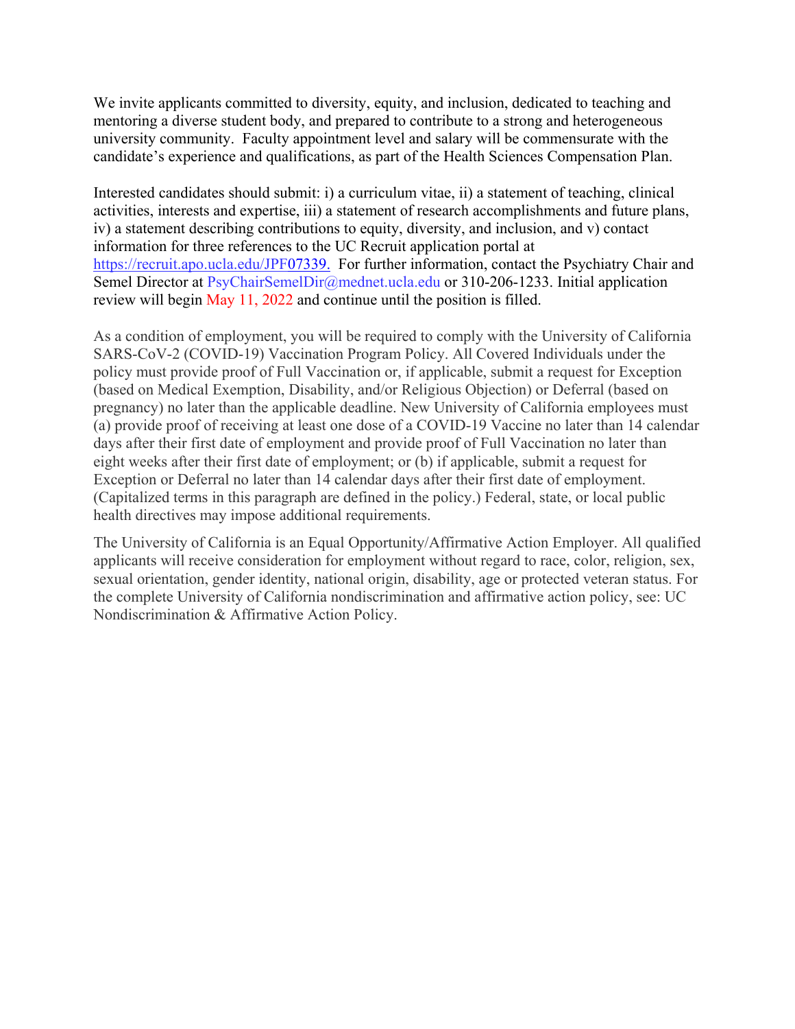We invite applicants committed to diversity, equity, and inclusion, dedicated to teaching and mentoring a diverse student body, and prepared to contribute to a strong and heterogeneous university community. Faculty appointment level and salary will be commensurate with the candidate's experience and qualifications, as part of the Health Sciences Compensation Plan.

Interested candidates should submit: i) a curriculum vitae, ii) a statement of teaching, clinical activities, interests and expertise, iii) a statement of research accomplishments and future plans, iv) a statement describing contributions to equity, diversity, and inclusion, and v) contact information for three references to the UC Recruit application portal at https://recruit.apo.ucla.edu/JPF07339. For further information, contact the Psychiatry Chair and Semel Director at PsyChairSemelDir@mednet.ucla.edu or 310-206-1233. Initial application review will begin May 11, 2022 and continue until the position is filled.

As a condition of employment, you will be required to comply with the University of California SARS-CoV-2 (COVID-19) Vaccination Program Policy. All Covered Individuals under the policy must provide proof of Full Vaccination or, if applicable, submit a request for Exception (based on Medical Exemption, Disability, and/or Religious Objection) or Deferral (based on pregnancy) no later than the applicable deadline. New University of California employees must (a) provide proof of receiving at least one dose of a COVID-19 Vaccine no later than 14 calendar days after their first date of employment and provide proof of Full Vaccination no later than eight weeks after their first date of employment; or (b) if applicable, submit a request for Exception or Deferral no later than 14 calendar days after their first date of employment. (Capitalized terms in this paragraph are defined in the policy.) Federal, state, or local public health directives may impose additional requirements.

The University of California is an Equal Opportunity/Affirmative Action Employer. All qualified applicants will receive consideration for employment without regard to race, color, religion, sex, sexual orientation, gender identity, national origin, disability, age or protected veteran status. For the complete University of California nondiscrimination and affirmative action policy, see: UC Nondiscrimination & Affirmative Action Policy.